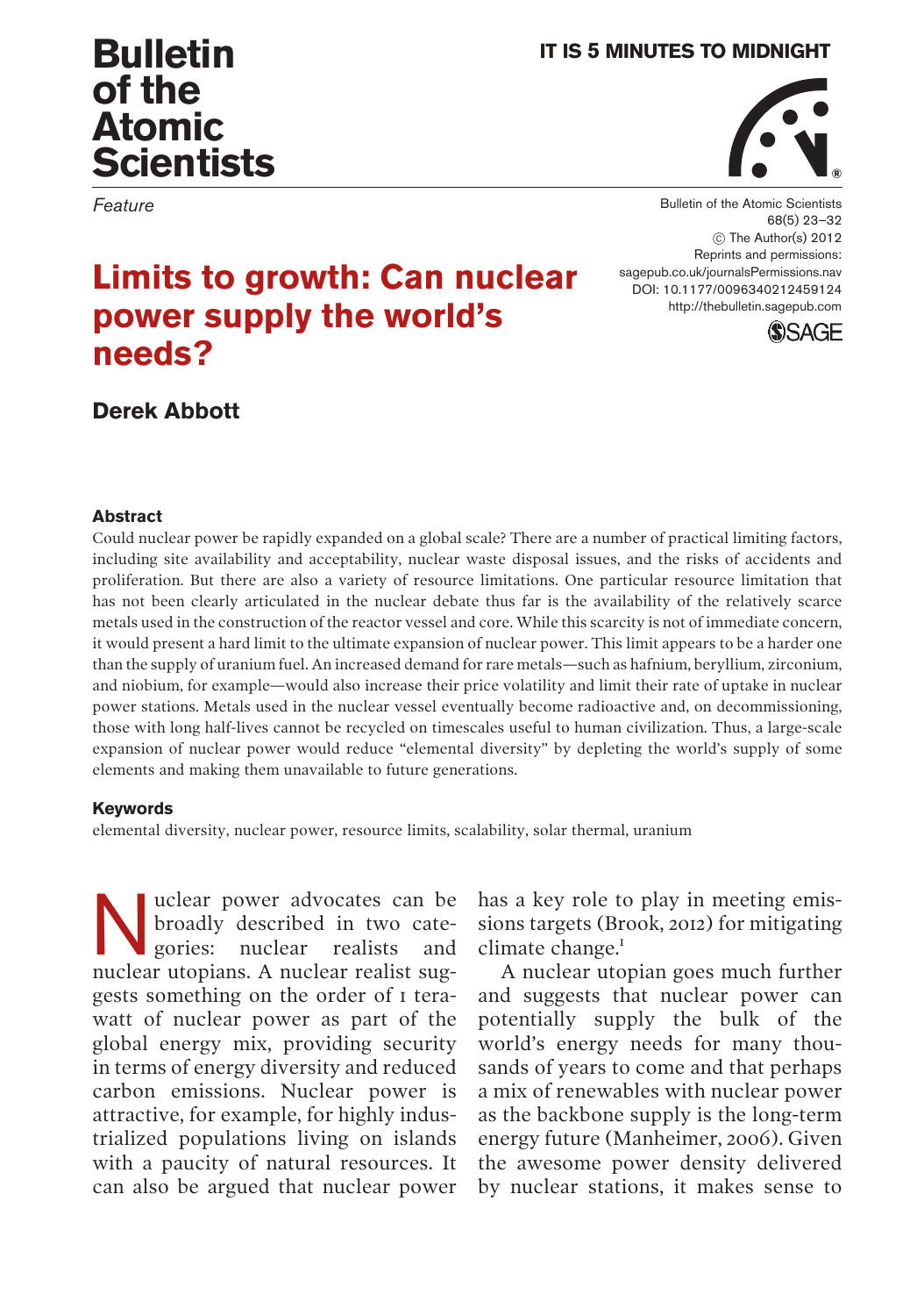**Bulletin of the Atomic Scientists**

IT IS 5 MINUTES TO MIDNIGHT

*Feature*

Bulletin of the Atomic Scientists
68(5) 23–32
© The Author(s) 2012
Reprints and permissions:
sagepub.co.uk/journalsPermissions.nav
DOI: 10.1177/0096340212459124
http://thebulletin.sagepub.com

# Limits to growth: Can nuclear power supply the world's needs?

**Derek Abbott**

### Abstract

Could nuclear power be rapidly expanded on a global scale? There are a number of practical limiting factors, including site availability and acceptability, nuclear waste disposal issues, and the risks of accidents and proliferation. But there are also a variety of resource limitations. One particular resource limitation that has not been clearly articulated in the nuclear debate thus far is the availability of the relatively scarce metals used in the construction of the reactor vessel and core. While this scarcity is not of immediate concern, it would present a hard limit to the ultimate expansion of nuclear power. This limit appears to be a harder one than the supply of uranium fuel. An increased demand for rare metals—such as hafnium, beryllium, zirconium, and niobium, for example—would also increase their price volatility and limit their rate of uptake in nuclear power stations. Metals used in the nuclear vessel eventually become radioactive and, on decommissioning, those with long half-lives cannot be recycled on timescales useful to human civilization. Thus, a large-scale expansion of nuclear power would reduce "elemental diversity" by depleting the world's supply of some elements and making them unavailable to future generations.

### Keywords

elemental diversity, nuclear power, resource limits, scalability, solar thermal, uranium

Nuclear power advocates can be broadly described in two categories: nuclear realists and nuclear utopians. A nuclear realist suggests something on the order of 1 terawatt of nuclear power as part of the global energy mix, providing security in terms of energy diversity and reduced carbon emissions. Nuclear power is attractive, for example, for highly industrialized populations living on islands with a paucity of natural resources. It can also be argued that nuclear power has a key role to play in meeting emissions targets (Brook, 2012) for mitigating climate change.[1]

A nuclear utopian goes much further and suggests that nuclear power can potentially supply the bulk of the world's energy needs for many thousands of years to come and that perhaps a mix of renewables with nuclear power as the backbone supply is the long-term energy future (Manheimer, 2006). Given the awesome power density delivered by nuclear stations, it makes sense to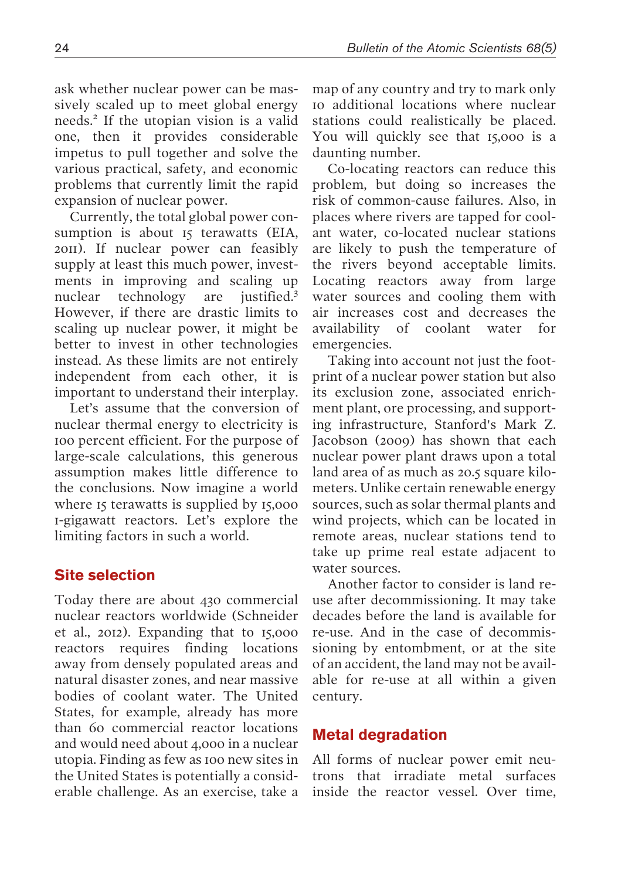ask whether nuclear power can be massively scaled up to meet global energy needs.[2] If the utopian vision is a valid one, then it provides considerable impetus to pull together and solve the various practical, safety, and economic problems that currently limit the rapid expansion of nuclear power.

Currently, the total global power consumption is about 15 terawatts (EIA, 2011). If nuclear power can feasibly supply at least this much power, investments in improving and scaling up nuclear technology are justified.[3] However, if there are drastic limits to scaling up nuclear power, it might be better to invest in other technologies instead. As these limits are not entirely independent from each other, it is important to understand their interplay.

Let's assume that the conversion of nuclear thermal energy to electricity is 100 percent efficient. For the purpose of large-scale calculations, this generous assumption makes little difference to the conclusions. Now imagine a world where 15 terawatts is supplied by 15,000 1-gigawatt reactors. Let's explore the limiting factors in such a world.

## Site selection

Today there are about 430 commercial nuclear reactors worldwide (Schneider et al., 2012). Expanding that to 15,000 reactors requires finding locations away from densely populated areas and natural disaster zones, and near massive bodies of coolant water. The United States, for example, already has more than 60 commercial reactor locations and would need about 4,000 in a nuclear utopia. Finding as few as 100 new sites in the United States is potentially a considerable challenge. As an exercise, take a map of any country and try to mark only 10 additional locations where nuclear stations could realistically be placed. You will quickly see that 15,000 is a daunting number.

Co-locating reactors can reduce this problem, but doing so increases the risk of common-cause failures. Also, in places where rivers are tapped for coolant water, co-located nuclear stations are likely to push the temperature of the rivers beyond acceptable limits. Locating reactors away from large water sources and cooling them with air increases cost and decreases the availability of coolant water for emergencies.

Taking into account not just the footprint of a nuclear power station but also its exclusion zone, associated enrichment plant, ore processing, and supporting infrastructure, Stanford's Mark Z. Jacobson (2009) has shown that each nuclear power plant draws upon a total land area of as much as 20.5 square kilometers. Unlike certain renewable energy sources, such as solar thermal plants and wind projects, which can be located in remote areas, nuclear stations tend to take up prime real estate adjacent to water sources.

Another factor to consider is land re-use after decommissioning. It may take decades before the land is available for re-use. And in the case of decommissioning by entombment, or at the site of an accident, the land may not be available for re-use at all within a given century.

## Metal degradation

All forms of nuclear power emit neutrons that irradiate metal surfaces inside the reactor vessel. Over time,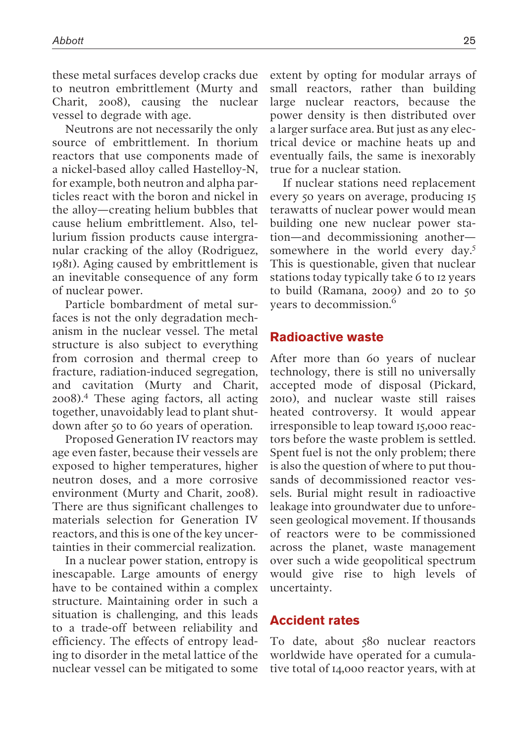these metal surfaces develop cracks due to neutron embrittlement (Murty and Charit, 2008), causing the nuclear vessel to degrade with age.

Neutrons are not necessarily the only source of embrittlement. In thorium reactors that use components made of a nickel-based alloy called Hastelloy-N, for example, both neutron and alpha particles react with the boron and nickel in the alloy—creating helium bubbles that cause helium embrittlement. Also, tellurium fission products cause intergranular cracking of the alloy (Rodriguez, 1981). Aging caused by embrittlement is an inevitable consequence of any form of nuclear power.

Particle bombardment of metal surfaces is not the only degradation mechanism in the nuclear vessel. The metal structure is also subject to everything from corrosion and thermal creep to fracture, radiation-induced segregation, and cavitation (Murty and Charit, 2008).[4] These aging factors, all acting together, unavoidably lead to plant shutdown after 50 to 60 years of operation.

Proposed Generation IV reactors may age even faster, because their vessels are exposed to higher temperatures, higher neutron doses, and a more corrosive environment (Murty and Charit, 2008). There are thus significant challenges to materials selection for Generation IV reactors, and this is one of the key uncertainties in their commercial realization.

In a nuclear power station, entropy is inescapable. Large amounts of energy have to be contained within a complex structure. Maintaining order in such a situation is challenging, and this leads to a trade-off between reliability and efficiency. The effects of entropy leading to disorder in the metal lattice of the nuclear vessel can be mitigated to some extent by opting for modular arrays of small reactors, rather than building large nuclear reactors, because the power density is then distributed over a larger surface area. But just as any electrical device or machine heats up and eventually fails, the same is inexorably true for a nuclear station.

If nuclear stations need replacement every 50 years on average, producing 15 terawatts of nuclear power would mean building one new nuclear power station—and decommissioning another—somewhere in the world every day.[5] This is questionable, given that nuclear stations today typically take 6 to 12 years to build (Ramana, 2009) and 20 to 50 years to decommission.[6]

## Radioactive waste

After more than 60 years of nuclear technology, there is still no universally accepted mode of disposal (Pickard, 2010), and nuclear waste still raises heated controversy. It would appear irresponsible to leap toward 15,000 reactors before the waste problem is settled. Spent fuel is not the only problem; there is also the question of where to put thousands of decommissioned reactor vessels. Burial might result in radioactive leakage into groundwater due to unforeseen geological movement. If thousands of reactors were to be commissioned across the planet, waste management over such a wide geopolitical spectrum would give rise to high levels of uncertainty.

## Accident rates

To date, about 580 nuclear reactors worldwide have operated for a cumulative total of 14,000 reactor years, with at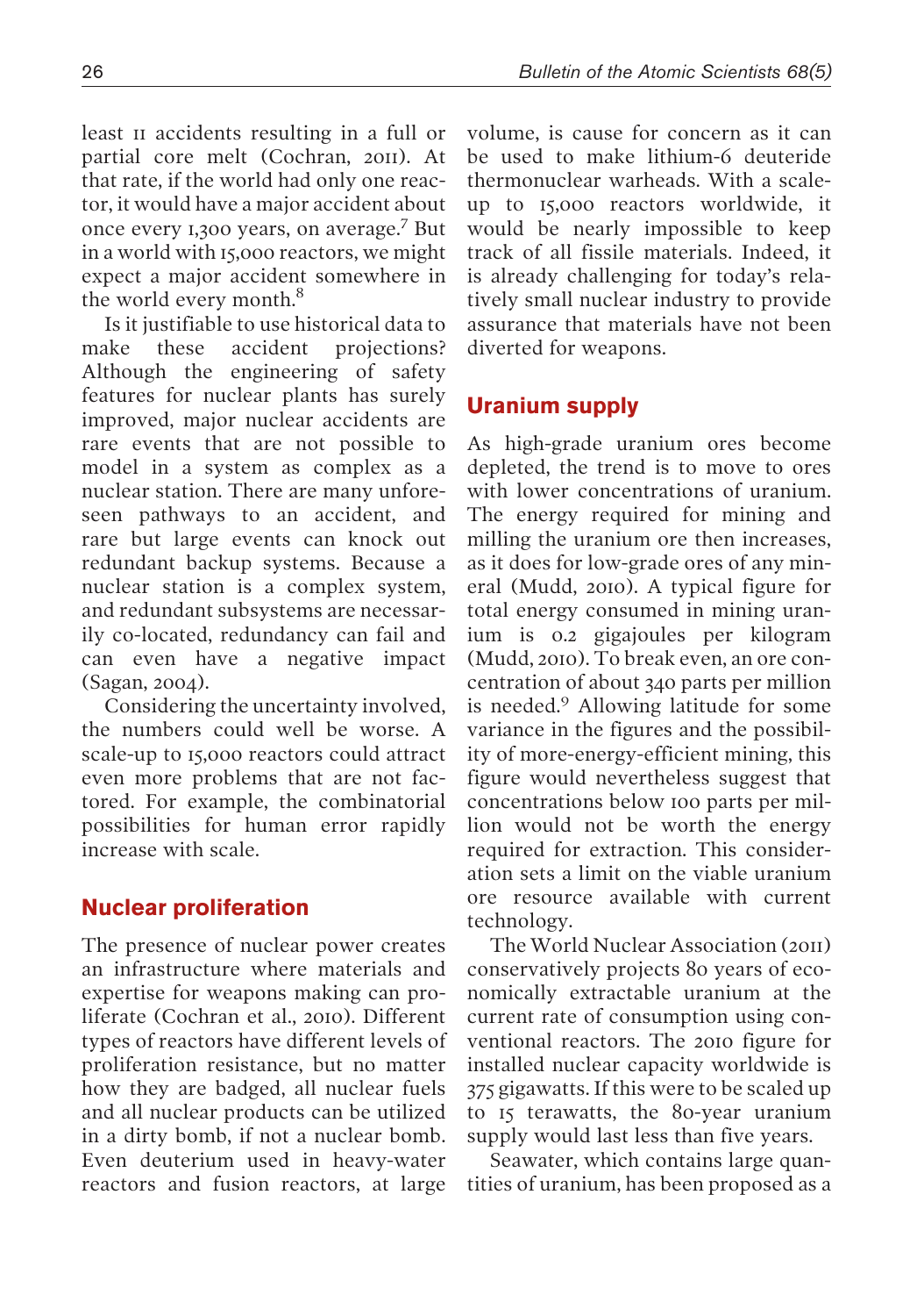least 11 accidents resulting in a full or partial core melt (Cochran, 2011). At that rate, if the world had only one reactor, it would have a major accident about once every 1,300 years, on average.[7] But in a world with 15,000 reactors, we might expect a major accident somewhere in the world every month.[8]

Is it justifiable to use historical data to make these accident projections? Although the engineering of safety features for nuclear plants has surely improved, major nuclear accidents are rare events that are not possible to model in a system as complex as a nuclear station. There are many unforeseen pathways to an accident, and rare but large events can knock out redundant backup systems. Because a nuclear station is a complex system, and redundant subsystems are necessarily co-located, redundancy can fail and can even have a negative impact (Sagan, 2004).

Considering the uncertainty involved, the numbers could well be worse. A scale-up to 15,000 reactors could attract even more problems that are not factored. For example, the combinatorial possibilities for human error rapidly increase with scale.

## Nuclear proliferation

The presence of nuclear power creates an infrastructure where materials and expertise for weapons making can proliferate (Cochran et al., 2010). Different types of reactors have different levels of proliferation resistance, but no matter how they are badged, all nuclear fuels and all nuclear products can be utilized in a dirty bomb, if not a nuclear bomb. Even deuterium used in heavy-water reactors and fusion reactors, at large volume, is cause for concern as it can be used to make lithium-6 deuteride thermonuclear warheads. With a scale-up to 15,000 reactors worldwide, it would be nearly impossible to keep track of all fissile materials. Indeed, it is already challenging for today's relatively small nuclear industry to provide assurance that materials have not been diverted for weapons.

## Uranium supply

As high-grade uranium ores become depleted, the trend is to move to ores with lower concentrations of uranium. The energy required for mining and milling the uranium ore then increases, as it does for low-grade ores of any mineral (Mudd, 2010). A typical figure for total energy consumed in mining uranium is 0.2 gigajoules per kilogram (Mudd, 2010). To break even, an ore concentration of about 340 parts per million is needed.[9] Allowing latitude for some variance in the figures and the possibility of more-energy-efficient mining, this figure would nevertheless suggest that concentrations below 100 parts per million would not be worth the energy required for extraction. This consideration sets a limit on the viable uranium ore resource available with current technology.

The World Nuclear Association (2011) conservatively projects 80 years of economically extractable uranium at the current rate of consumption using conventional reactors. The 2010 figure for installed nuclear capacity worldwide is 375 gigawatts. If this were to be scaled up to 15 terawatts, the 80-year uranium supply would last less than five years.

Seawater, which contains large quantities of uranium, has been proposed as a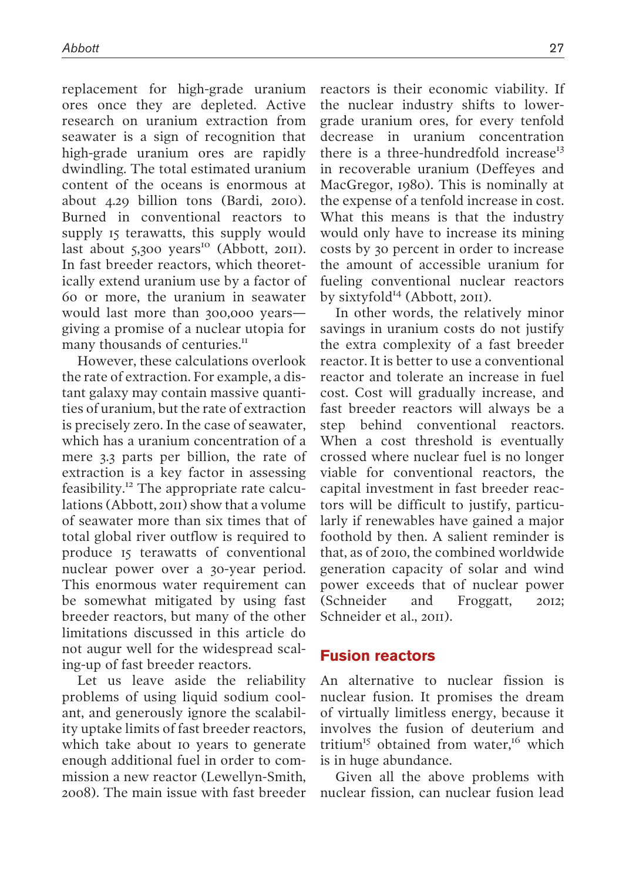replacement for high-grade uranium ores once they are depleted. Active research on uranium extraction from seawater is a sign of recognition that high-grade uranium ores are rapidly dwindling. The total estimated uranium content of the oceans is enormous at about 4.29 billion tons (Bardi, 2010). Burned in conventional reactors to supply 15 terawatts, this supply would last about 5,300 years[10] (Abbott, 2011). In fast breeder reactors, which theoretically extend uranium use by a factor of 60 or more, the uranium in seawater would last more than 300,000 years—giving a promise of a nuclear utopia for many thousands of centuries.[11]

However, these calculations overlook the rate of extraction. For example, a distant galaxy may contain massive quantities of uranium, but the rate of extraction is precisely zero. In the case of seawater, which has a uranium concentration of a mere 3.3 parts per billion, the rate of extraction is a key factor in assessing feasibility.[12] The appropriate rate calculations (Abbott, 2011) show that a volume of seawater more than six times that of total global river outflow is required to produce 15 terawatts of conventional nuclear power over a 30-year period. This enormous water requirement can be somewhat mitigated by using fast breeder reactors, but many of the other limitations discussed in this article do not augur well for the widespread scaling-up of fast breeder reactors.

Let us leave aside the reliability problems of using liquid sodium coolant, and generously ignore the scalability uptake limits of fast breeder reactors, which take about 10 years to generate enough additional fuel in order to commission a new reactor (Lewellyn-Smith, 2008). The main issue with fast breeder reactors is their economic viability. If the nuclear industry shifts to lower-grade uranium ores, for every tenfold decrease in uranium concentration there is a three-hundredfold increase[13] in recoverable uranium (Deffeyes and MacGregor, 1980). This is nominally at the expense of a tenfold increase in cost. What this means is that the industry would only have to increase its mining costs by 30 percent in order to increase the amount of accessible uranium for fueling conventional nuclear reactors by sixtyfold[14] (Abbott, 2011).

In other words, the relatively minor savings in uranium costs do not justify the extra complexity of a fast breeder reactor. It is better to use a conventional reactor and tolerate an increase in fuel cost. Cost will gradually increase, and fast breeder reactors will always be a step behind conventional reactors. When a cost threshold is eventually crossed where nuclear fuel is no longer viable for conventional reactors, the capital investment in fast breeder reactors will be difficult to justify, particularly if renewables have gained a major foothold by then. A salient reminder is that, as of 2010, the combined worldwide generation capacity of solar and wind power exceeds that of nuclear power (Schneider and Froggatt, 2012; Schneider et al., 2011).

## Fusion reactors

An alternative to nuclear fission is nuclear fusion. It promises the dream of virtually limitless energy, because it involves the fusion of deuterium and tritium[15] obtained from water,[16] which is in huge abundance.

Given all the above problems with nuclear fission, can nuclear fusion lead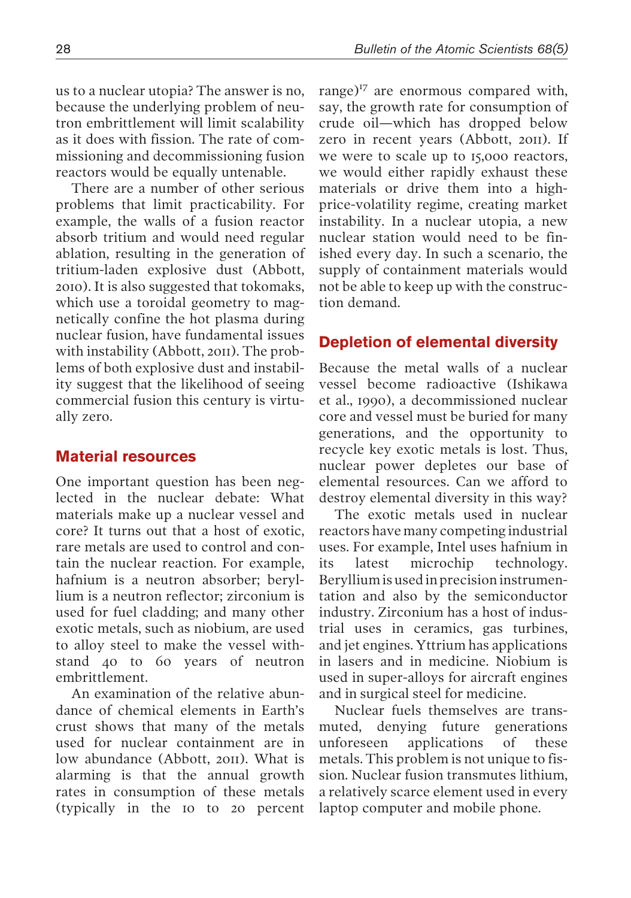us to a nuclear utopia? The answer is no, because the underlying problem of neutron embrittlement will limit scalability as it does with fission. The rate of commissioning and decommissioning fusion reactors would be equally untenable.

There are a number of other serious problems that limit practicability. For example, the walls of a fusion reactor absorb tritium and would need regular ablation, resulting in the generation of tritium-laden explosive dust (Abbott, 2010). It is also suggested that tokomaks, which use a toroidal geometry to magnetically confine the hot plasma during nuclear fusion, have fundamental issues with instability (Abbott, 2011). The problems of both explosive dust and instability suggest that the likelihood of seeing commercial fusion this century is virtually zero.

## Material resources

One important question has been neglected in the nuclear debate: What materials make up a nuclear vessel and core? It turns out that a host of exotic, rare metals are used to control and contain the nuclear reaction. For example, hafnium is a neutron absorber; beryllium is a neutron reflector; zirconium is used for fuel cladding; and many other exotic metals, such as niobium, are used to alloy steel to make the vessel withstand 40 to 60 years of neutron embrittlement.

An examination of the relative abundance of chemical elements in Earth's crust shows that many of the metals used for nuclear containment are in low abundance (Abbott, 2011). What is alarming is that the annual growth rates in consumption of these metals (typically in the 10 to 20 percent range)[17] are enormous compared with, say, the growth rate for consumption of crude oil—which has dropped below zero in recent years (Abbott, 2011). If we were to scale up to 15,000 reactors, we would either rapidly exhaust these materials or drive them into a high-price-volatility regime, creating market instability. In a nuclear utopia, a new nuclear station would need to be finished every day. In such a scenario, the supply of containment materials would not be able to keep up with the construction demand.

## Depletion of elemental diversity

Because the metal walls of a nuclear vessel become radioactive (Ishikawa et al., 1990), a decommissioned nuclear core and vessel must be buried for many generations, and the opportunity to recycle key exotic metals is lost. Thus, nuclear power depletes our base of elemental resources. Can we afford to destroy elemental diversity in this way?

The exotic metals used in nuclear reactors have many competing industrial uses. For example, Intel uses hafnium in its latest microchip technology. Beryllium is used in precision instrumentation and also by the semiconductor industry. Zirconium has a host of industrial uses in ceramics, gas turbines, and jet engines. Yttrium has applications in lasers and in medicine. Niobium is used in super-alloys for aircraft engines and in surgical steel for medicine.

Nuclear fuels themselves are transmuted, denying future generations unforeseen applications of these metals. This problem is not unique to fission. Nuclear fusion transmutes lithium, a relatively scarce element used in every laptop computer and mobile phone.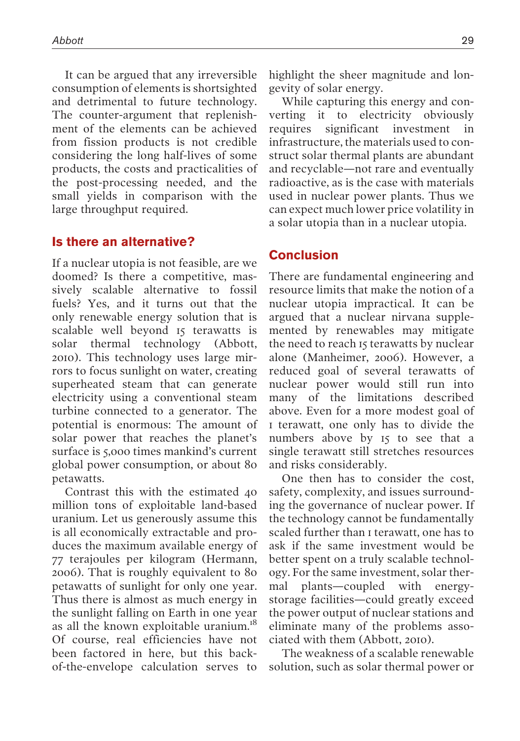It can be argued that any irreversible consumption of elements is shortsighted and detrimental to future technology. The counter-argument that replenishment of the elements can be achieved from fission products is not credible considering the long half-lives of some products, the costs and practicalities of the post-processing needed, and the small yields in comparison with the large throughput required.

## Is there an alternative?

If a nuclear utopia is not feasible, are we doomed? Is there a competitive, massively scalable alternative to fossil fuels? Yes, and it turns out that the only renewable energy solution that is scalable well beyond 15 terawatts is solar thermal technology (Abbott, 2010). This technology uses large mirrors to focus sunlight on water, creating superheated steam that can generate electricity using a conventional steam turbine connected to a generator. The potential is enormous: The amount of solar power that reaches the planet's surface is 5,000 times mankind's current global power consumption, or about 80 petawatts.

Contrast this with the estimated 40 million tons of exploitable land-based uranium. Let us generously assume this is all economically extractable and produces the maximum available energy of 77 terajoules per kilogram (Hermann, 2006). That is roughly equivalent to 80 petawatts of sunlight for only one year. Thus there is almost as much energy in the sunlight falling on Earth in one year as all the known exploitable uranium.[18] Of course, real efficiencies have not been factored in here, but this back-of-the-envelope calculation serves to highlight the sheer magnitude and longevity of solar energy.

While capturing this energy and converting it to electricity obviously requires significant investment in infrastructure, the materials used to construct solar thermal plants are abundant and recyclable—not rare and eventually radioactive, as is the case with materials used in nuclear power plants. Thus we can expect much lower price volatility in a solar utopia than in a nuclear utopia.

## Conclusion

There are fundamental engineering and resource limits that make the notion of a nuclear utopia impractical. It can be argued that a nuclear nirvana supplemented by renewables may mitigate the need to reach 15 terawatts by nuclear alone (Manheimer, 2006). However, a reduced goal of several terawatts of nuclear power would still run into many of the limitations described above. Even for a more modest goal of 1 terawatt, one only has to divide the numbers above by 15 to see that a single terawatt still stretches resources and risks considerably.

One then has to consider the cost, safety, complexity, and issues surrounding the governance of nuclear power. If the technology cannot be fundamentally scaled further than 1 terawatt, one has to ask if the same investment would be better spent on a truly scalable technology. For the same investment, solar thermal plants—coupled with energy-storage facilities—could greatly exceed the power output of nuclear stations and eliminate many of the problems associated with them (Abbott, 2010).

The weakness of a scalable renewable solution, such as solar thermal power or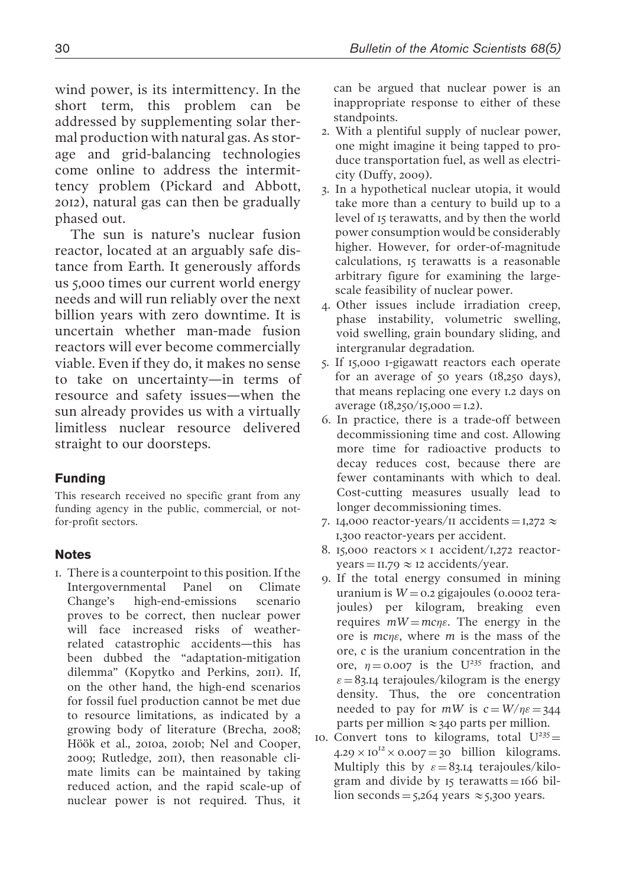wind power, is its intermittency. In the short term, this problem can be addressed by supplementing solar thermal production with natural gas. As storage and grid-balancing technologies come online to address the intermittency problem (Pickard and Abbott, 2012), natural gas can then be gradually phased out.

The sun is nature's nuclear fusion reactor, located at an arguably safe distance from Earth. It generously affords us 5,000 times our current world energy needs and will run reliably over the next billion years with zero downtime. It is uncertain whether man-made fusion reactors will ever become commercially viable. Even if they do, it makes no sense to take on uncertainty—in terms of resource and safety issues—when the sun already provides us with a virtually limitless nuclear resource delivered straight to our doorsteps.

## Funding

This research received no specific grant from any funding agency in the public, commercial, or not-for-profit sectors.

## Notes

1. There is a counterpoint to this position. If the Intergovernmental Panel on Climate Change's high-end-emissions scenario proves to be correct, then nuclear power will face increased risks of weather-related catastrophic accidents—this has been dubbed the "adaptation-mitigation dilemma" (Kopytko and Perkins, 2011). If, on the other hand, the high-end scenarios for fossil fuel production cannot be met due to resource limitations, as indicated by a growing body of literature (Brecha, 2008; Höök et al., 2010a, 2010b; Nel and Cooper, 2009; Rutledge, 2011), then reasonable climate limits can be maintained by taking reduced action, and the rapid scale-up of nuclear power is not required. Thus, it can be argued that nuclear power is an inappropriate response to either of these standpoints.
2. With a plentiful supply of nuclear power, one might imagine it being tapped to produce transportation fuel, as well as electricity (Duffy, 2009).
3. In a hypothetical nuclear utopia, it would take more than a century to build up to a level of 15 terawatts, and by then the world power consumption would be considerably higher. However, for order-of-magnitude calculations, 15 terawatts is a reasonable arbitrary figure for examining the large-scale feasibility of nuclear power.
4. Other issues include irradiation creep, phase instability, volumetric swelling, void swelling, grain boundary sliding, and intergranular degradation.
5. If 15,000 1-gigawatt reactors each operate for an average of 50 years (18,250 days), that means replacing one every 1.2 days on average ($18{,}250/15{,}000 = 1.2$).
6. In practice, there is a trade-off between decommissioning time and cost. Allowing more time for radioactive products to decay reduces cost, because there are fewer contaminants with which to deal. Cost-cutting measures usually lead to longer decommissioning times.
7. 14,000 reactor-years/11 accidents $= 1{,}272 \approx$ 1,300 reactor-years per accident.
8. 15,000 reactors $\times$ 1 accident/1,272 reactor-years $= 11.79 \approx 12$ accidents/year.
9. If the total energy consumed in mining uranium is $W = 0.2$ gigajoules (0.0002 terajoules) per kilogram, breaking even requires $mW = mc\eta\varepsilon$. The energy in the ore is $mc\eta\varepsilon$, where $m$ is the mass of the ore, $c$ is the uranium concentration in the ore, $\eta = 0.007$ is the $U^{235}$ fraction, and $\varepsilon = 83.14$ terajoules/kilogram is the energy density. Thus, the ore concentration needed to pay for $mW$ is $c = W/\eta\varepsilon = 344$ parts per million $\approx 340$ parts per million.
10. Convert tons to kilograms, total $U^{235} = 4.29 \times 10^{12} \times 0.007 = 30$ billion kilograms. Multiply this by $\varepsilon = 83.14$ terajoules/kilogram and divide by 15 terawatts $= 166$ billion seconds $= 5{,}264$ years $\approx 5{,}300$ years.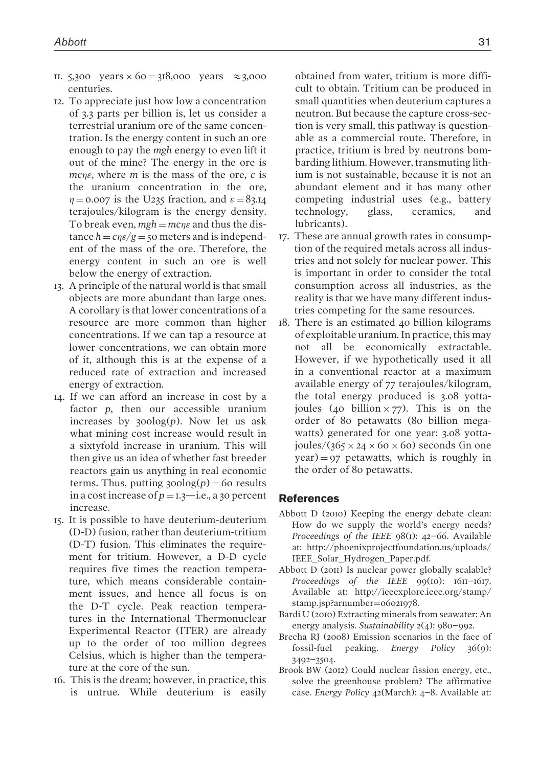11. 5,300 years × 60 = 318,000 years ≈ 3,000 centuries.
12. To appreciate just how low a concentration of 3.3 parts per billion is, let us consider a terrestrial uranium ore of the same concentration. Is the energy content in such an ore enough to pay the $mgh$ energy to even lift it out of the mine? The energy in the ore is $mc\eta\varepsilon$, where $m$ is the mass of the ore, $c$ is the uranium concentration in the ore, $\eta = 0.007$ is the U235 fraction, and $\varepsilon = 83.14$ terajoules/kilogram is the energy density. To break even, $mgh = mc\eta\varepsilon$ and thus the distance $h = c\eta\varepsilon/g = 50$ meters and is independent of the mass of the ore. Therefore, the energy content in such an ore is well below the energy of extraction.
13. A principle of the natural world is that small objects are more abundant than large ones. A corollary is that lower concentrations of a resource are more common than higher concentrations. If we can tap a resource at lower concentrations, we can obtain more of it, although this is at the expense of a reduced rate of extraction and increased energy of extraction.
14. If we can afford an increase in cost by a factor $p$, then our accessible uranium increases by $300\log(p)$. Now let us ask what mining cost increase would result in a sixtyfold increase in uranium. This will then give us an idea of whether fast breeder reactors gain us anything in real economic terms. Thus, putting $300\log(p) = 60$ results in a cost increase of $p = 1.3$—i.e., a 30 percent increase.
15. It is possible to have deuterium-deuterium (D-D) fusion, rather than deuterium-tritium (D-T) fusion. This eliminates the requirement for tritium. However, a D-D cycle requires five times the reaction temperature, which means considerable containment issues, and hence all focus is on the D-T cycle. Peak reaction temperatures in the International Thermonuclear Experimental Reactor (ITER) are already up to the order of 100 million degrees Celsius, which is higher than the temperature at the core of the sun.
16. This is the dream; however, in practice, this is untrue. While deuterium is easily obtained from water, tritium is more difficult to obtain. Tritium can be produced in small quantities when deuterium captures a neutron. But because the capture cross-section is very small, this pathway is questionable as a commercial route. Therefore, in practice, tritium is bred by neutrons bombarding lithium. However, transmuting lithium is not sustainable, because it is not an abundant element and it has many other competing industrial uses (e.g., battery technology, glass, ceramics, and lubricants).
17. These are annual growth rates in consumption of the required metals across all industries and not solely for nuclear power. This is important in order to consider the total consumption across all industries, as the reality is that we have many different industries competing for the same resources.
18. There is an estimated 40 billion kilograms of exploitable uranium. In practice, this may not all be economically extractable. However, if we hypothetically used it all in a conventional reactor at a maximum available energy of 77 terajoules/kilogram, the total energy produced is 3.08 yottajoules (40 billion × 77). This is on the order of 80 petawatts (80 billion megawatts) generated for one year: 3.08 yottajoules/(365 × 24 × 60 × 60) seconds (in one year) = 97 petawatts, which is roughly in the order of 80 petawatts.

## References

Abbott D (2010) Keeping the energy debate clean: How do we supply the world's energy needs? *Proceedings of the IEEE* 98(1): 42–66. Available at: http://phoenixprojectfoundation.us/uploads/IEEE_Solar_Hydrogen_Paper.pdf.

Abbott D (2011) Is nuclear power globally scalable? *Proceedings of the IEEE* 99(10): 1611–1617. Available at: http://ieeexplore.ieee.org/stamp/stamp.jsp?arnumber=06021978.

Bardi U (2010) Extracting minerals from seawater: An energy analysis. *Sustainability* 2(4): 980–992.

Brecha RJ (2008) Emission scenarios in the face of fossil-fuel peaking. *Energy Policy* 36(9): 3492–3504.

Brook BW (2012) Could nuclear fission energy, etc., solve the greenhouse problem? The affirmative case. *Energy Policy* 42(March): 4–8. Available at: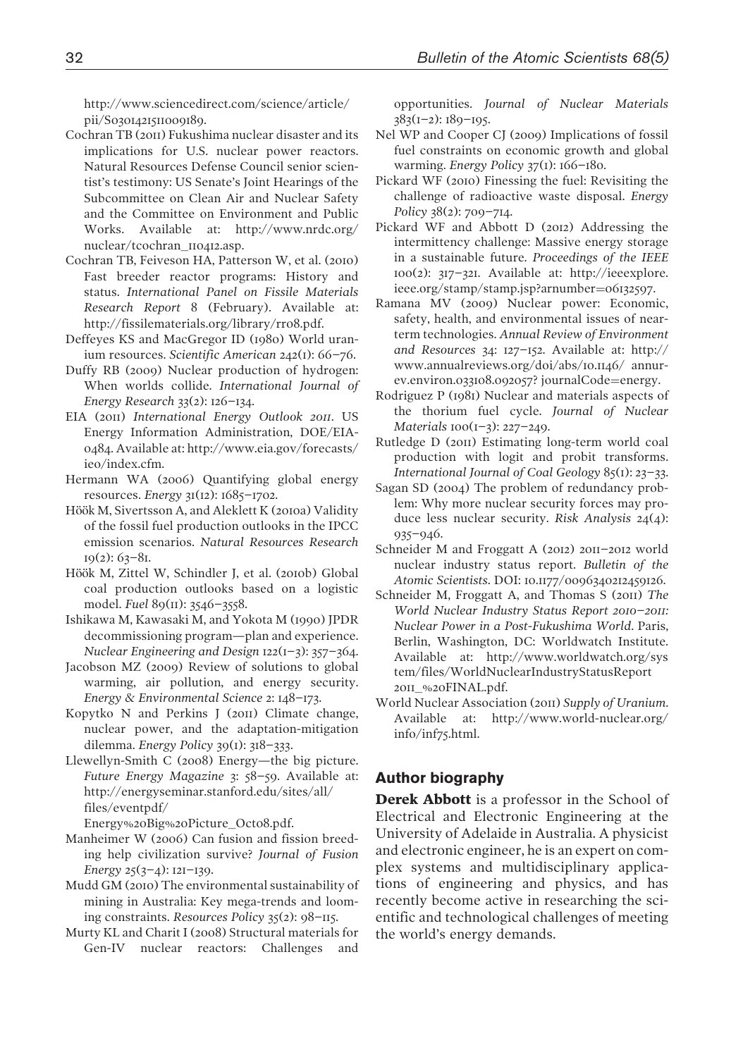http://www.sciencedirect.com/science/article/pii/S0301421511009189.

Cochran TB (2011) Fukushima nuclear disaster and its implications for U.S. nuclear power reactors. Natural Resources Defense Council senior scientist's testimony: US Senate's Joint Hearings of the Subcommittee on Clean Air and Nuclear Safety and the Committee on Environment and Public Works. Available at: http://www.nrdc.org/nuclear/tcochran_110412.asp.

Cochran TB, Feiveson HA, Patterson W, et al. (2010) Fast breeder reactor programs: History and status. *International Panel on Fissile Materials Research Report* 8 (February). Available at: http://fissilematerials.org/library/rr08.pdf.

Deffeyes KS and MacGregor ID (1980) World uranium resources. *Scientific American* 242(1): 66–76.

Duffy RB (2009) Nuclear production of hydrogen: When worlds collide. *International Journal of Energy Research* 33(2): 126–134.

EIA (2011) *International Energy Outlook 2011*. US Energy Information Administration, DOE/EIA-0484. Available at: http://www.eia.gov/forecasts/ieo/index.cfm.

Hermann WA (2006) Quantifying global energy resources. *Energy* 31(12): 1685–1702.

Höök M, Sivertsson A, and Aleklett K (2010a) Validity of the fossil fuel production outlooks in the IPCC emission scenarios. *Natural Resources Research* 19(2): 63–81.

Höök M, Zittel W, Schindler J, et al. (2010b) Global coal production outlooks based on a logistic model. *Fuel* 89(11): 3546–3558.

Ishikawa M, Kawasaki M, and Yokota M (1990) JPDR decommissioning program—plan and experience. *Nuclear Engineering and Design* 122(1–3): 357–364.

Jacobson MZ (2009) Review of solutions to global warming, air pollution, and energy security. *Energy & Environmental Science* 2: 148–173.

Kopytko N and Perkins J (2011) Climate change, nuclear power, and the adaptation-mitigation dilemma. *Energy Policy* 39(1): 318–333.

Llewellyn-Smith C (2008) Energy—the big picture. *Future Energy Magazine* 3: 58–59. Available at: http://energyseminar.stanford.edu/sites/all/files/eventpdf/Energy%20Big%20Picture_Oct08.pdf.

Manheimer W (2006) Can fusion and fission breeding help civilization survive? *Journal of Fusion Energy* 25(3–4): 121–139.

Mudd GM (2010) The environmental sustainability of mining in Australia: Key mega-trends and looming constraints. *Resources Policy* 35(2): 98–115.

Murty KL and Charit I (2008) Structural materials for Gen-IV nuclear reactors: Challenges and opportunities. *Journal of Nuclear Materials* 383(1–2): 189–195.

Nel WP and Cooper CJ (2009) Implications of fossil fuel constraints on economic growth and global warming. *Energy Policy* 37(1): 166–180.

Pickard WF (2010) Finessing the fuel: Revisiting the challenge of radioactive waste disposal. *Energy Policy* 38(2): 709–714.

Pickard WF and Abbott D (2012) Addressing the intermittency challenge: Massive energy storage in a sustainable future. *Proceedings of the IEEE* 100(2): 317–321. Available at: http://ieeexplore.ieee.org/stamp/stamp.jsp?arnumber=06132597.

Ramana MV (2009) Nuclear power: Economic, safety, health, and environmental issues of near-term technologies. *Annual Review of Environment and Resources* 34: 127–152. Available at: http://www.annualreviews.org/doi/abs/10.1146/annurev.environ.033108.092057? journalCode=energy.

Rodriguez P (1981) Nuclear and materials aspects of the thorium fuel cycle. *Journal of Nuclear Materials* 100(1–3): 227–249.

Rutledge D (2011) Estimating long-term world coal production with logit and probit transforms. *International Journal of Coal Geology* 85(1): 23–33.

Sagan SD (2004) The problem of redundancy problem: Why more nuclear security forces may produce less nuclear security. *Risk Analysis* 24(4): 935–946.

Schneider M and Froggatt A (2012) 2011–2012 world nuclear industry status report. *Bulletin of the Atomic Scientists*. DOI: 10.1177/0096340212459126.

Schneider M, Froggatt A, and Thomas S (2011) *The World Nuclear Industry Status Report 2010–2011: Nuclear Power in a Post-Fukushima World*. Paris, Berlin, Washington, DC: Worldwatch Institute. Available at: http://www.worldwatch.org/system/files/WorldNuclearIndustryStatusReport2011_%20FINAL.pdf.

World Nuclear Association (2011) *Supply of Uranium*. Available at: http://www.world-nuclear.org/info/inf75.html.

## Author biography

**Derek Abbott** is a professor in the School of Electrical and Electronic Engineering at the University of Adelaide in Australia. A physicist and electronic engineer, he is an expert on complex systems and multidisciplinary applications of engineering and physics, and has recently become active in researching the scientific and technological challenges of meeting the world's energy demands.